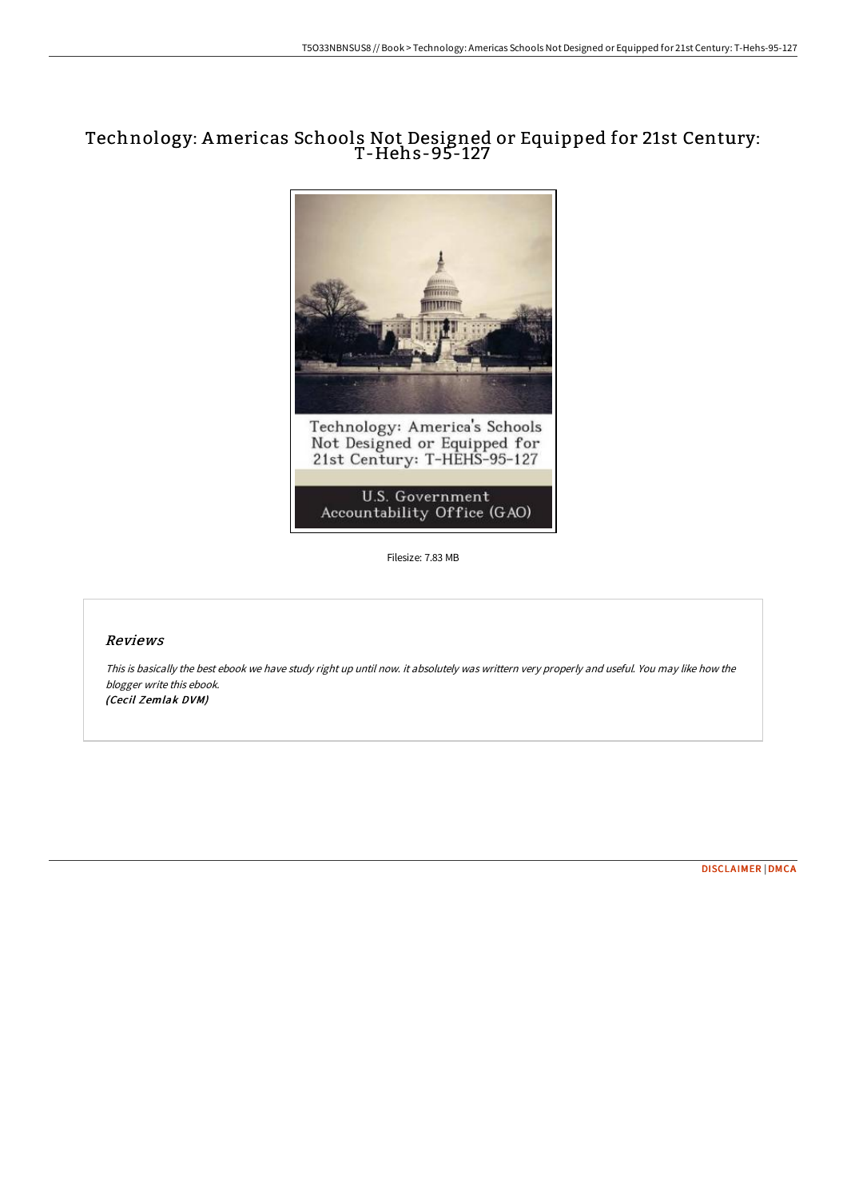# Technology: Americas Schools Not Designed or Equipped for 21st Century: T-Hehs-95-127

Filesize: 7.83 MB

## Reviews

*This is basically the best ebook we have study right up until now. it absolutely was writtern very properly and useful. You may like how the blogger write this ebook.*
***(Cecil Zemlak DVM)***

DISCLAIMER | DMCA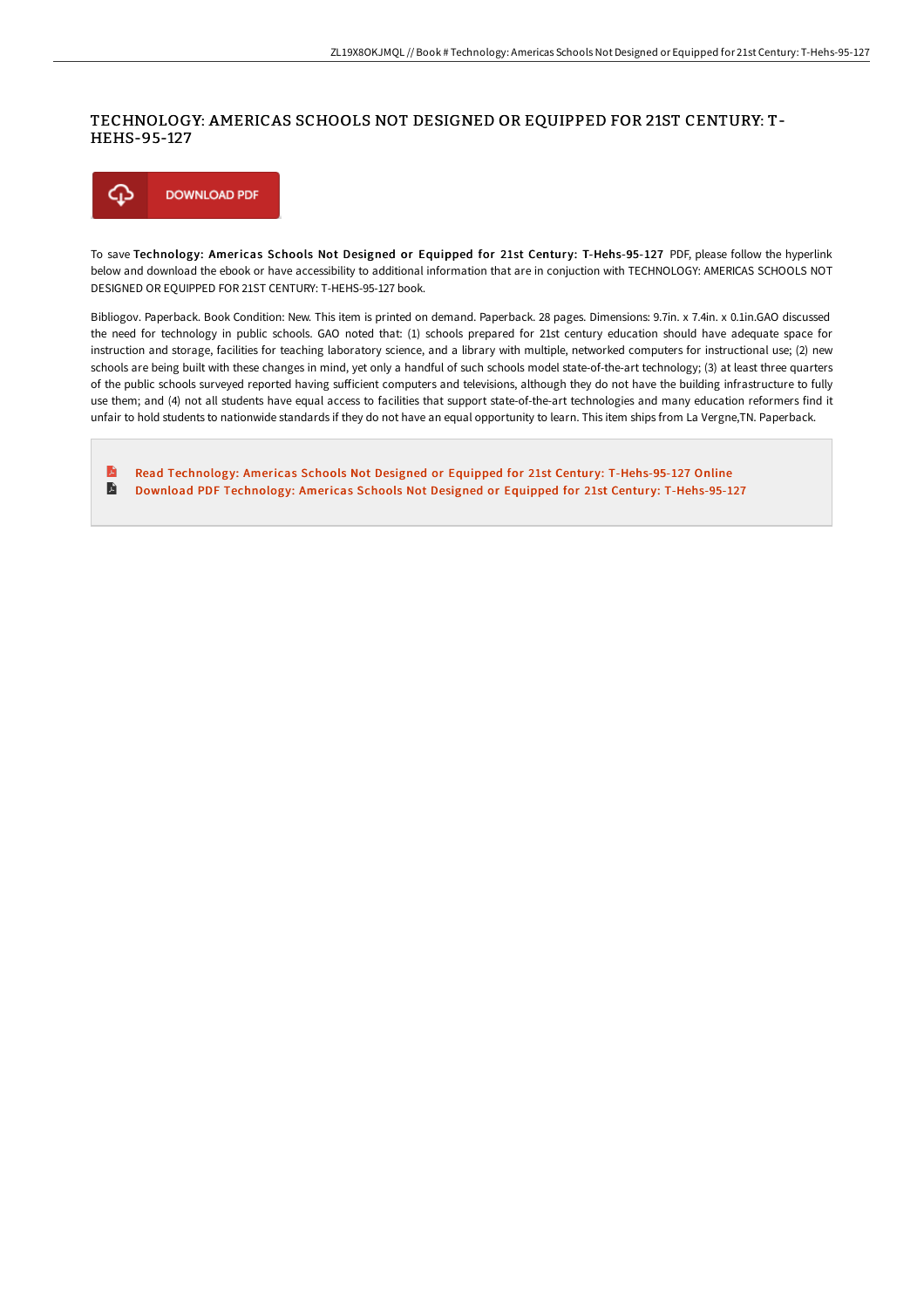# TECHNOLOGY: AMERICAS SCHOOLS NOT DESIGNED OR EQUIPPED FOR 21ST CENTURY: T-HEHS-95-127

DOWNLOAD PDF

To save **Technology: Americas Schools Not Designed or Equipped for 21st Century: T-Hehs-95-127** PDF, please follow the hyperlink below and download the ebook or have accessibility to additional information that are in conjuction with TECHNOLOGY: AMERICAS SCHOOLS NOT DESIGNED OR EQUIPPED FOR 21ST CENTURY: T-HEHS-95-127 book.

Bibliogov. Paperback. Book Condition: New. This item is printed on demand. Paperback. 28 pages. Dimensions: 9.7in. x 7.4in. x 0.1in.GAO discussed the need for technology in public schools. GAO noted that: (1) schools prepared for 21st century education should have adequate space for instruction and storage, facilities for teaching laboratory science, and a library with multiple, networked computers for instructional use; (2) new schools are being built with these changes in mind, yet only a handful of such schools model state-of-the-art technology; (3) at least three quarters of the public schools surveyed reported having sufficient computers and televisions, although they do not have the building infrastructure to fully use them; and (4) not all students have equal access to facilities that support state-of-the-art technologies and many education reformers find it unfair to hold students to nationwide standards if they do not have an equal opportunity to learn. This item ships from La Vergne,TN. Paperback.

- Read Technology: Americas Schools Not Designed or Equipped for 21st Century: T-Hehs-95-127 Online
- Download PDF Technology: Americas Schools Not Designed or Equipped for 21st Century: T-Hehs-95-127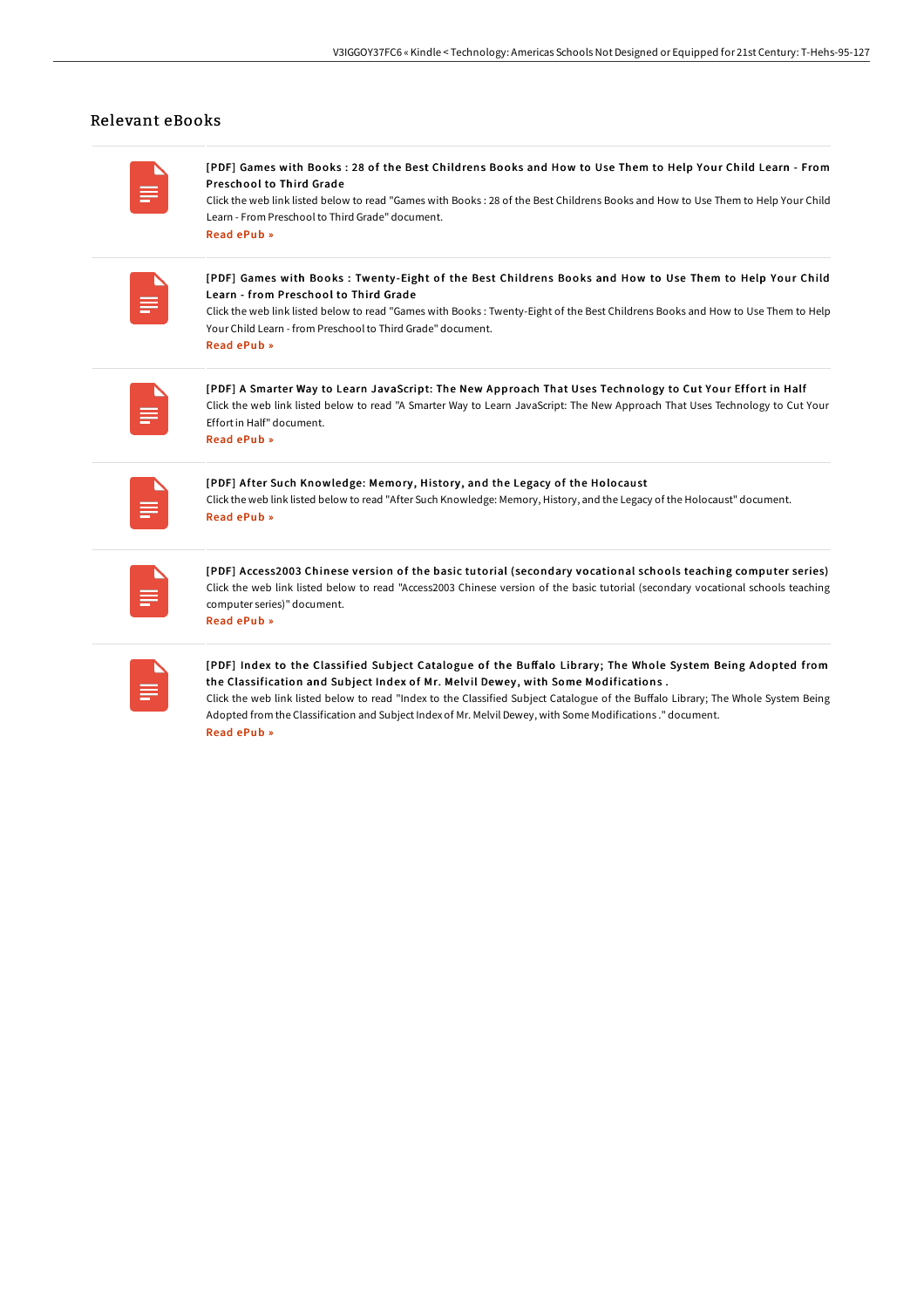## Relevant eBooks

**[PDF] Games with Books : 28 of the Best Childrens Books and How to Use Them to Help Your Child Learn - From Preschool to Third Grade**

Click the web link listed below to read "Games with Books : 28 of the Best Childrens Books and How to Use Them to Help Your Child Learn - From Preschool to Third Grade" document.

Read ePub »

**[PDF] Games with Books : Twenty-Eight of the Best Childrens Books and How to Use Them to Help Your Child Learn - from Preschool to Third Grade**

Click the web link listed below to read "Games with Books : Twenty-Eight of the Best Childrens Books and How to Use Them to Help Your Child Learn - from Preschool to Third Grade" document.

Read ePub »

**[PDF] A Smarter Way to Learn JavaScript: The New Approach That Uses Technology to Cut Your Effort in Half**

Click the web link listed below to read "A Smarter Way to Learn JavaScript: The New Approach That Uses Technology to Cut Your Effort in Half" document.

Read ePub »

**[PDF] After Such Knowledge: Memory, History, and the Legacy of the Holocaust**

Click the web link listed below to read "After Such Knowledge: Memory, History, and the Legacy of the Holocaust" document.

Read ePub »

**[PDF] Access2003 Chinese version of the basic tutorial (secondary vocational schools teaching computer series)**

Click the web link listed below to read "Access2003 Chinese version of the basic tutorial (secondary vocational schools teaching computer series)" document.

Read ePub »

**[PDF] Index to the Classified Subject Catalogue of the Buffalo Library; The Whole System Being Adopted from the Classification and Subject Index of Mr. Melvil Dewey, with Some Modifications .**

Click the web link listed below to read "Index to the Classified Subject Catalogue of the Buffalo Library; The Whole System Being Adopted from the Classification and Subject Index of Mr. Melvil Dewey, with Some Modifications ." document.

Read ePub »